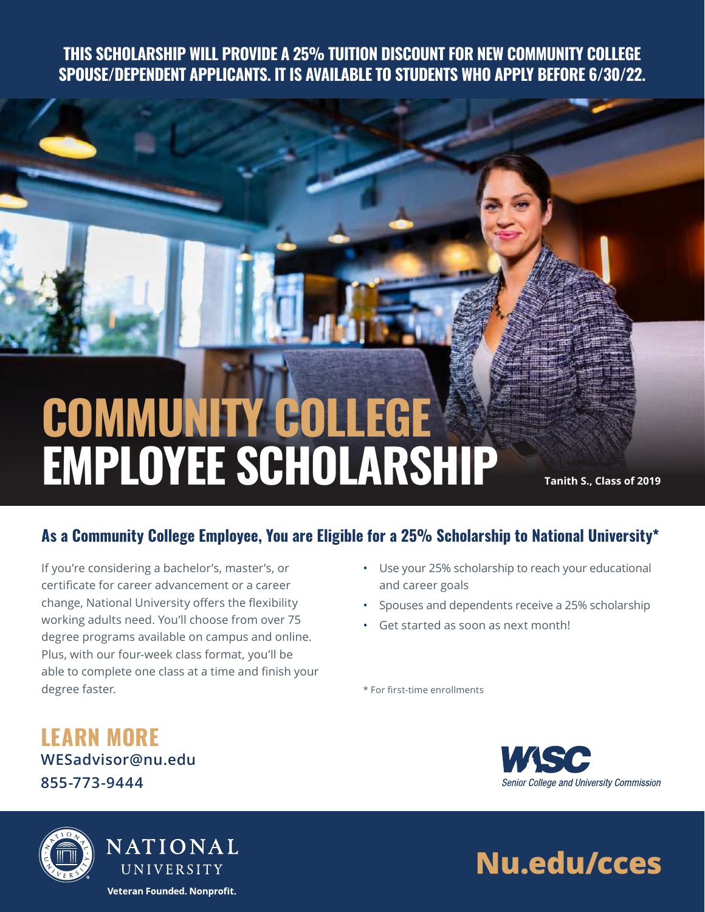**THIS SCHOLARSHIP WILL PROVIDE A 25% TUITION DISCOUNT FOR NEW COMMUNITY COLLEGE SPOUSE/DEPENDENT APPLICANTS. IT IS AVAILABLE TO STUDENTS WHO APPLY BEFORE 6/30/22.**

# COMMUNITY COLLEGE EMPLOYEE SCHOLARSHIP

Tanith S., Class of 2019

## As a Community College Employee, You are Eligible for a 25% Scholarship to National University*

If you're considering a bachelor's, master's, or certificate for career advancement or a career change, National University offers the flexibility working adults need. You'll choose from over 75 degree programs available on campus and online. Plus, with our four-week class format, you'll be able to complete one class at a time and finish your degree faster.

- Use your 25% scholarship to reach your educational and career goals
- Spouses and dependents receive a 25% scholarship
- Get started as soon as next month!

* For first-time enrollments

## LEARN MORE

**WESadvisor@nu.edu**
**855-773-9444**

WASC Senior College and University Commission

NATIONAL UNIVERSITY
**Veteran Founded. Nonprofit.**

**Nu.edu/cces**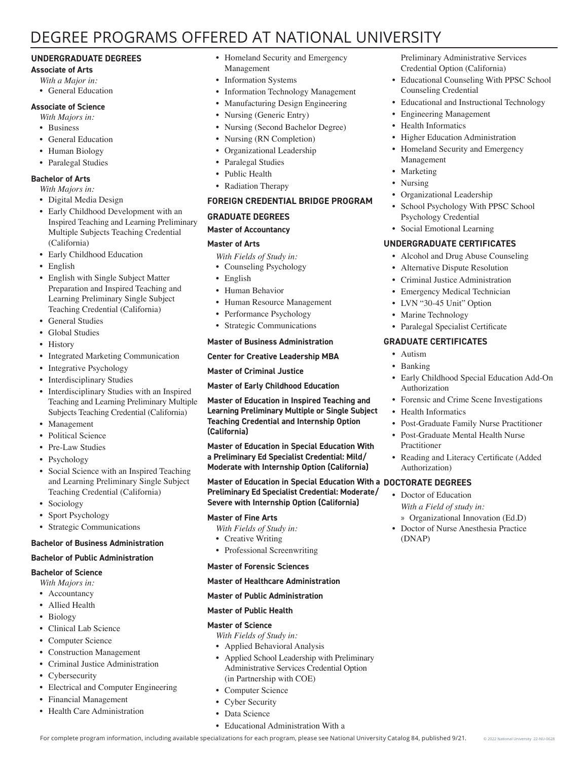# DEGREE PROGRAMS OFFERED AT NATIONAL UNIVERSITY

## UNDERGRADUATE DEGREES

### Associate of Arts

*With a Major in:*

- General Education

### Associate of Science

*With Majors in:*

- Business
- General Education
- Human Biology
- Paralegal Studies

### Bachelor of Arts

*With Majors in:*

- Digital Media Design
- Early Childhood Development with an Inspired Teaching and Learning Preliminary Multiple Subjects Teaching Credential (California)
- Early Childhood Education
- English
- English with Single Subject Matter Preparation and Inspired Teaching and Learning Preliminary Single Subject Teaching Credential (California)
- General Studies
- Global Studies
- History
- Integrated Marketing Communication
- Integrative Psychology
- Interdisciplinary Studies
- Interdisciplinary Studies with an Inspired Teaching and Learning Preliminary Multiple Subjects Teaching Credential (California)
- Management
- Political Science
- Pre-Law Studies
- Psychology
- Social Science with an Inspired Teaching and Learning Preliminary Single Subject Teaching Credential (California)
- Sociology
- Sport Psychology
- Strategic Communications

### Bachelor of Business Administration

### Bachelor of Public Administration

### Bachelor of Science

*With Majors in:*

- Accountancy
- Allied Health
- Biology
- Clinical Lab Science
- Computer Science
- Construction Management
- Criminal Justice Administration
- Cybersecurity
- Electrical and Computer Engineering
- Financial Management
- Health Care Administration
- Homeland Security and Emergency Management
- Information Systems
- Information Technology Management
- Manufacturing Design Engineering
- Nursing (Generic Entry)
- Nursing (Second Bachelor Degree)
- Nursing (RN Completion)
- Organizational Leadership
- Paralegal Studies
- Public Health
- Radiation Therapy

## FOREIGN CREDENTIAL BRIDGE PROGRAM

## GRADUATE DEGREES

### Master of Accountancy

### Master of Arts

*With Fields of Study in:*

- Counseling Psychology
- English
- Human Behavior
- Human Resource Management
- Performance Psychology
- Strategic Communications

### Master of Business Administration

### Center for Creative Leadership MBA

### Master of Criminal Justice

### Master of Early Childhood Education

### Master of Education in Inspired Teaching and Learning Preliminary Multiple or Single Subject Teaching Credential and Internship Option (California)

### Master of Education in Special Education With a Preliminary Ed Specialist Credential: Mild/ Moderate with Internship Option (California)

### Master of Education in Special Education With a Preliminary Ed Specialist Credential: Moderate/ Severe with Internship Option (California)

### Master of Fine Arts

*With Fields of Study in:*

- Creative Writing
- Professional Screenwriting

### Master of Forensic Sciences

### Master of Healthcare Administration

### Master of Public Administration

### Master of Public Health

### Master of Science

*With Fields of Study in:*

- Applied Behavioral Analysis
- Applied School Leadership with Preliminary Administrative Services Credential Option (in Partnership with COE)
- Computer Science
- Cyber Security
- Data Science
- Educational Administration With a Preliminary Administrative Services Credential Option (California)
- Educational Counseling With PPSC School Counseling Credential
- Educational and Instructional Technology
- Engineering Management
- Health Informatics
- Higher Education Administration
- Homeland Security and Emergency Management
- Marketing
- Nursing
- Organizational Leadership
- School Psychology With PPSC School Psychology Credential
- Social Emotional Learning

## UNDERGRADUATE CERTIFICATES

- Alcohol and Drug Abuse Counseling
- Alternative Dispute Resolution
- Criminal Justice Administration
- Emergency Medical Technician
- LVN "30-45 Unit" Option
- Marine Technology
- Paralegal Specialist Certificate

## GRADUATE CERTIFICATES

- Autism
- Banking
- Early Childhood Special Education Add-On Authorization
- Forensic and Crime Scene Investigations
- Health Informatics
- Post-Graduate Family Nurse Practitioner
- Post-Graduate Mental Health Nurse Practitioner
- Reading and Literacy Certificate (Added Authorization)

## DOCTORATE DEGREES

- Doctor of Education
  *With a Field of study in:*
  - Organizational Innovation (Ed.D)
- Doctor of Nurse Anesthesia Practice (DNAP)

For complete program information, including available specializations for each program, please see National University Catalog 84, published 9/21.

© 2022 National University 22-NU-0628